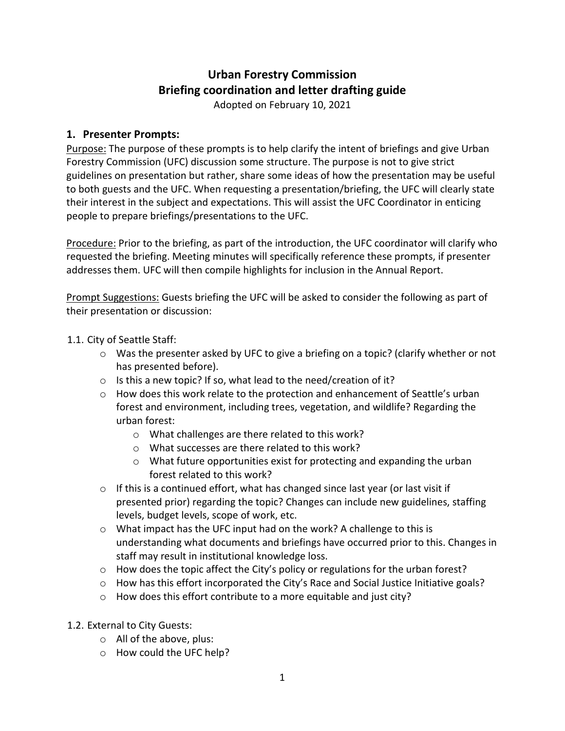# Urban Forestry Commission
# Briefing coordination and letter drafting guide

Adopted on February 10, 2021

## 1. Presenter Prompts:

Purpose: The purpose of these prompts is to help clarify the intent of briefings and give Urban Forestry Commission (UFC) discussion some structure. The purpose is not to give strict guidelines on presentation but rather, share some ideas of how the presentation may be useful to both guests and the UFC. When requesting a presentation/briefing, the UFC will clearly state their interest in the subject and expectations. This will assist the UFC Coordinator in enticing people to prepare briefings/presentations to the UFC.

Procedure: Prior to the briefing, as part of the introduction, the UFC coordinator will clarify who requested the briefing. Meeting minutes will specifically reference these prompts, if presenter addresses them. UFC will then compile highlights for inclusion in the Annual Report.

Prompt Suggestions: Guests briefing the UFC will be asked to consider the following as part of their presentation or discussion:

1.1. City of Seattle Staff:
- Was the presenter asked by UFC to give a briefing on a topic? (clarify whether or not has presented before).
- Is this a new topic? If so, what lead to the need/creation of it?
- How does this work relate to the protection and enhancement of Seattle's urban forest and environment, including trees, vegetation, and wildlife? Regarding the urban forest:
  - What challenges are there related to this work?
  - What successes are there related to this work?
  - What future opportunities exist for protecting and expanding the urban forest related to this work?
- If this is a continued effort, what has changed since last year (or last visit if presented prior) regarding the topic? Changes can include new guidelines, staffing levels, budget levels, scope of work, etc.
- What impact has the UFC input had on the work? A challenge to this is understanding what documents and briefings have occurred prior to this. Changes in staff may result in institutional knowledge loss.
- How does the topic affect the City's policy or regulations for the urban forest?
- How has this effort incorporated the City's Race and Social Justice Initiative goals?
- How does this effort contribute to a more equitable and just city?

1.2. External to City Guests:
- All of the above, plus:
- How could the UFC help?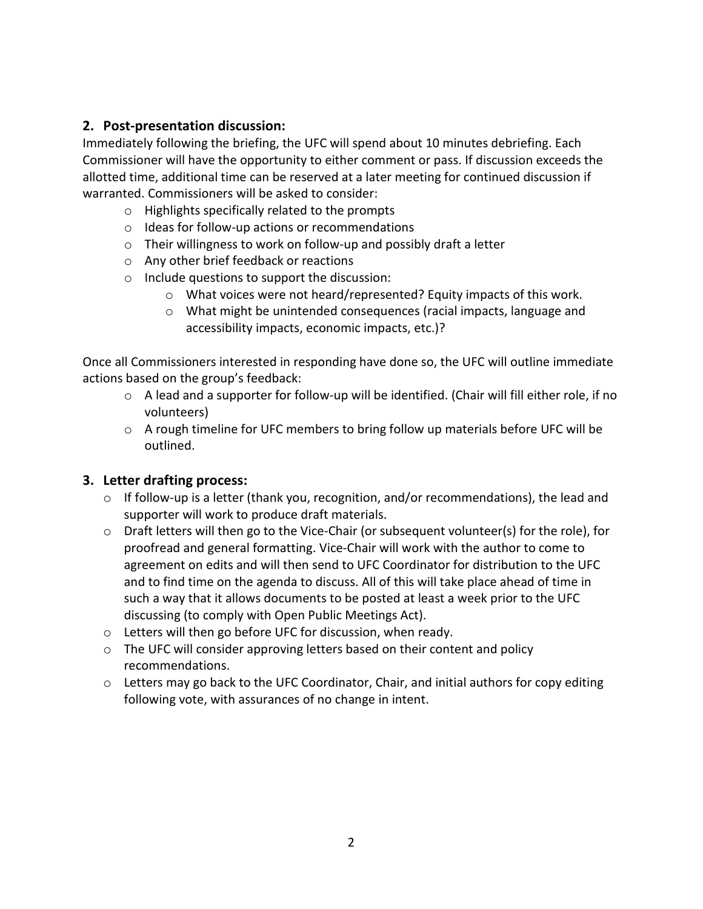## 2. Post-presentation discussion:

Immediately following the briefing, the UFC will spend about 10 minutes debriefing. Each Commissioner will have the opportunity to either comment or pass. If discussion exceeds the allotted time, additional time can be reserved at a later meeting for continued discussion if warranted. Commissioners will be asked to consider:

- Highlights specifically related to the prompts
- Ideas for follow-up actions or recommendations
- Their willingness to work on follow-up and possibly draft a letter
- Any other brief feedback or reactions
- Include questions to support the discussion:
  - What voices were not heard/represented? Equity impacts of this work.
  - What might be unintended consequences (racial impacts, language and accessibility impacts, economic impacts, etc.)?

Once all Commissioners interested in responding have done so, the UFC will outline immediate actions based on the group's feedback:

- A lead and a supporter for follow-up will be identified. (Chair will fill either role, if no volunteers)
- A rough timeline for UFC members to bring follow up materials before UFC will be outlined.

## 3. Letter drafting process:

- If follow-up is a letter (thank you, recognition, and/or recommendations), the lead and supporter will work to produce draft materials.
- Draft letters will then go to the Vice-Chair (or subsequent volunteer(s) for the role), for proofread and general formatting. Vice-Chair will work with the author to come to agreement on edits and will then send to UFC Coordinator for distribution to the UFC and to find time on the agenda to discuss. All of this will take place ahead of time in such a way that it allows documents to be posted at least a week prior to the UFC discussing (to comply with Open Public Meetings Act).
- Letters will then go before UFC for discussion, when ready.
- The UFC will consider approving letters based on their content and policy recommendations.
- Letters may go back to the UFC Coordinator, Chair, and initial authors for copy editing following vote, with assurances of no change in intent.